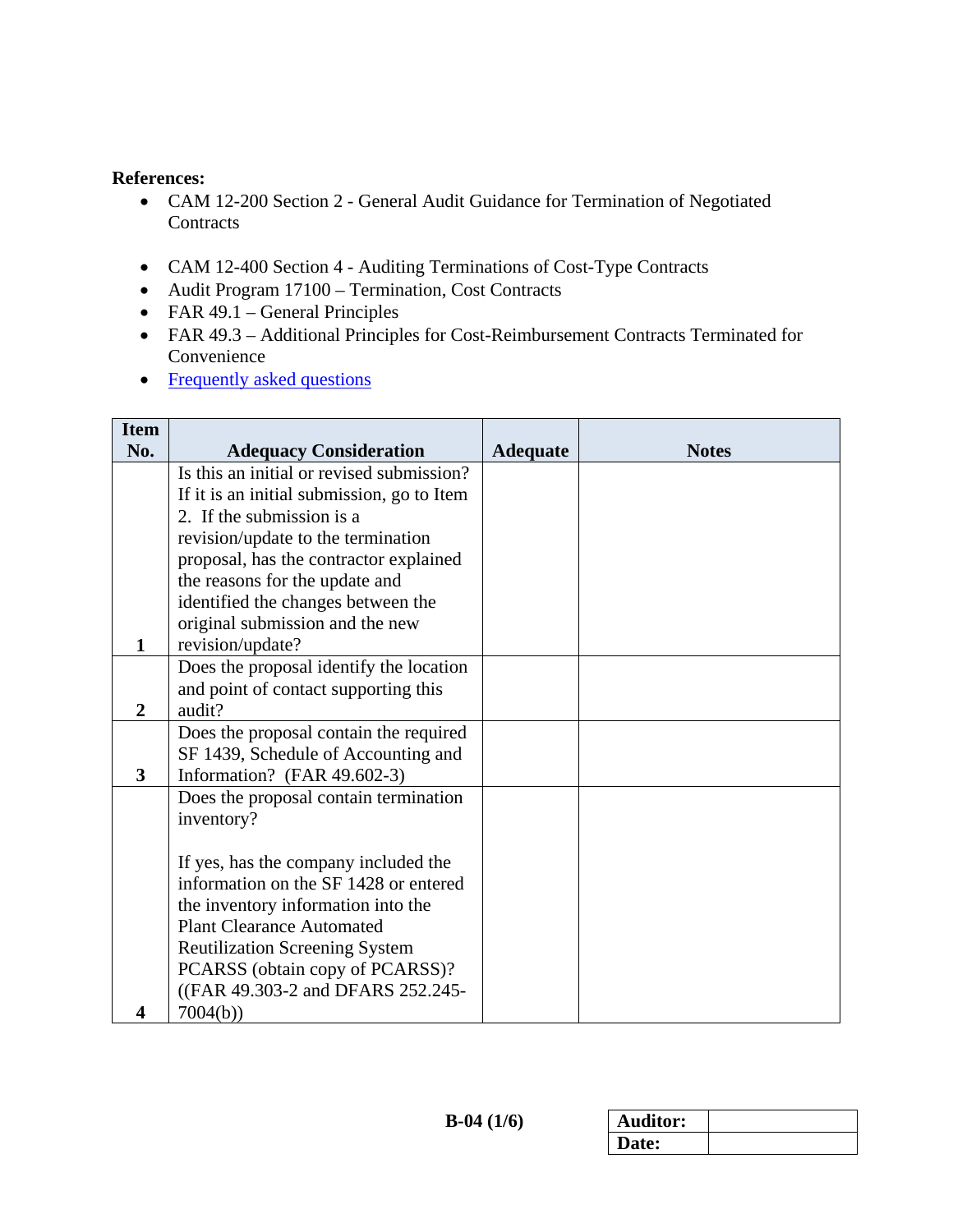**References:**

- CAM 12-200 Section 2 - General Audit Guidance for Termination of Negotiated Contracts
- CAM 12-400 Section 4 - Auditing Terminations of Cost-Type Contracts
- Audit Program 17100 – Termination, Cost Contracts
- FAR 49.1 – General Principles
- FAR 49.3 – Additional Principles for Cost-Reimbursement Contracts Terminated for Convenience
- Frequently asked questions

| Item No. | Adequacy Consideration | Adequate | Notes |
| --- | --- | --- | --- |
| 1 | Is this an initial or revised submission? If it is an initial submission, go to Item 2. If the submission is a revision/update to the termination proposal, has the contractor explained the reasons for the update and identified the changes between the original submission and the new revision/update? | | |
| 2 | Does the proposal identify the location and point of contact supporting this audit? | | |
| 3 | Does the proposal contain the required SF 1439, Schedule of Accounting and Information? (FAR 49.602-3) | | |
| 4 | Does the proposal contain termination inventory?<br><br>If yes, has the company included the information on the SF 1428 or entered the inventory information into the Plant Clearance Automated Reutilization Screening System PCARSS (obtain copy of PCARSS)? ((FAR 49.303-2 and DFARS 252.245-7004(b)) | | |

B-04 (1/6)

| Auditor: | |
| --- | --- |
| Date: | |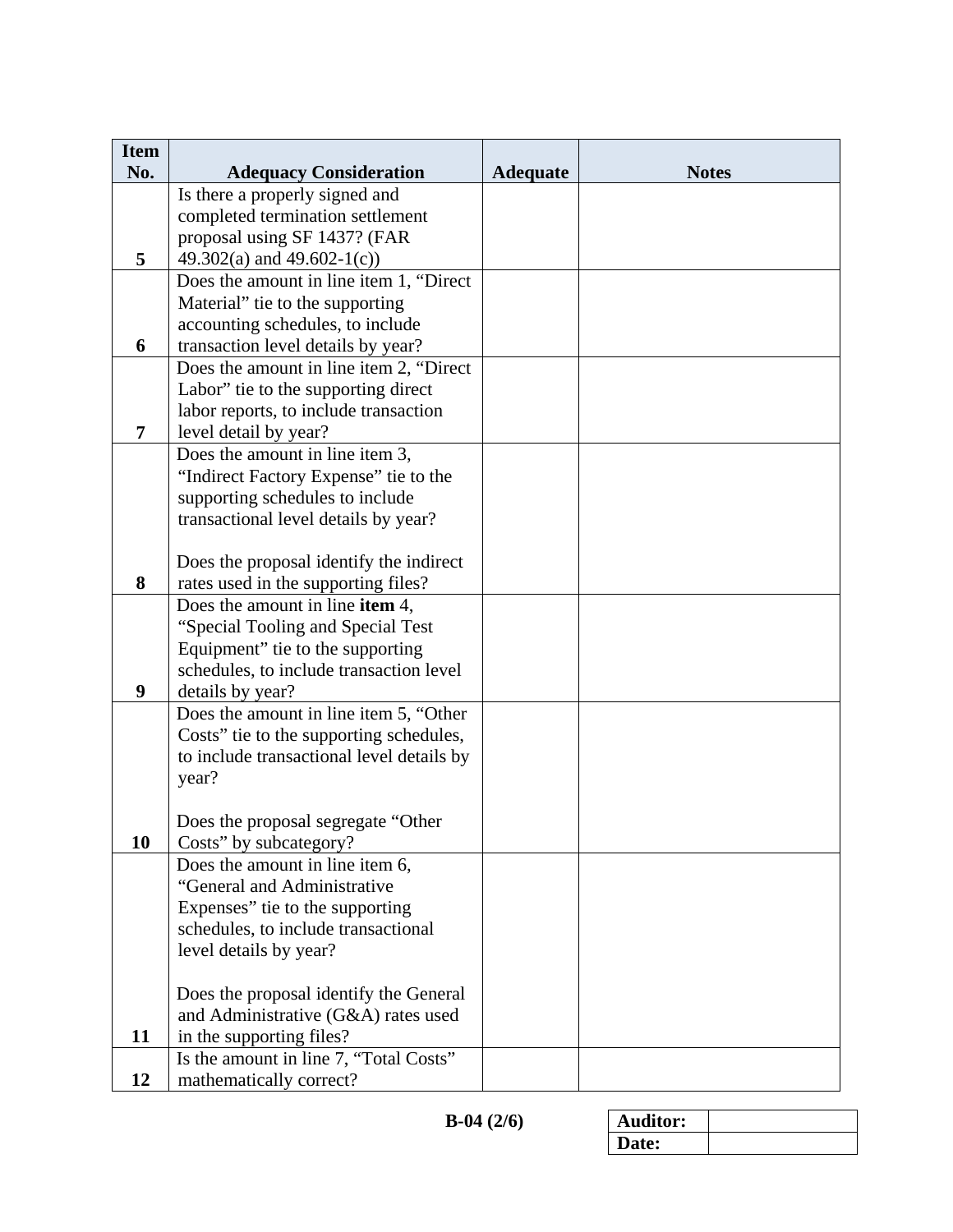| Item No. | Adequacy Consideration | Adequate | Notes |
|---|---|---|---|
| 5 | Is there a properly signed and completed termination settlement proposal using SF 1437? (FAR 49.302(a) and 49.602-1(c)) | | |
| 6 | Does the amount in line item 1, "Direct Material" tie to the supporting accounting schedules, to include transaction level details by year? | | |
| 7 | Does the amount in line item 2, "Direct Labor" tie to the supporting direct labor reports, to include transaction level detail by year? | | |
| 8 | Does the amount in line item 3, "Indirect Factory Expense" tie to the supporting schedules to include transactional level details by year?<br><br>Does the proposal identify the indirect rates used in the supporting files? | | |
| 9 | Does the amount in line **item** 4, "Special Tooling and Special Test Equipment" tie to the supporting schedules, to include transaction level details by year? | | |
| 10 | Does the amount in line item 5, "Other Costs" tie to the supporting schedules, to include transactional level details by year?<br><br>Does the proposal segregate "Other Costs" by subcategory? | | |
| 11 | Does the amount in line item 6, "General and Administrative Expenses" tie to the supporting schedules, to include transactional level details by year?<br><br>Does the proposal identify the General and Administrative (G&A) rates used in the supporting files? | | |
| 12 | Is the amount in line 7, "Total Costs" mathematically correct? | | |

**B-04 (2/6)**

| **Auditor:** | |
|---|---|
| **Date:** | |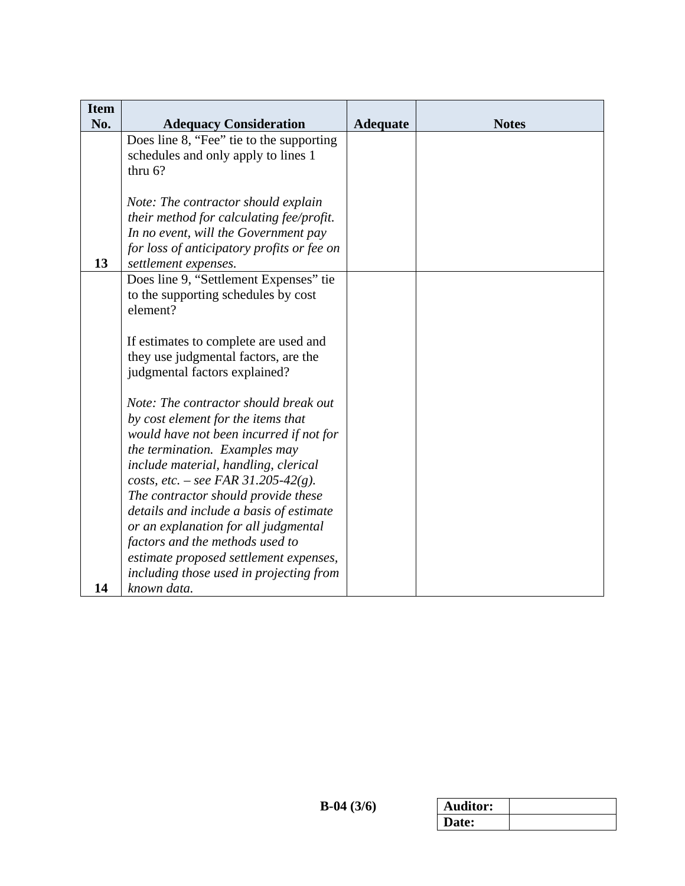| Item No. | Adequacy Consideration | Adequate | Notes |
|---|---|---|---|
| 13 | Does line 8, “Fee” tie to the supporting schedules and only apply to lines 1 thru 6?<br><br>*Note: The contractor should explain their method for calculating fee/profit. In no event, will the Government pay for loss of anticipatory profits or fee on settlement expenses.* | | |
| 14 | Does line 9, “Settlement Expenses” tie to the supporting schedules by cost element?<br><br>If estimates to complete are used and they use judgmental factors, are the judgmental factors explained?<br><br>*Note: The contractor should break out by cost element for the items that would have not been incurred if not for the termination. Examples may include material, handling, clerical costs, etc. – see FAR 31.205-42(g). The contractor should provide these details and include a basis of estimate or an explanation for all judgmental factors and the methods used to estimate proposed settlement expenses, including those used in projecting from known data.* | | |

**B-04 (3/6)**

| **Auditor:** | |
|---|---|
| **Date:** | |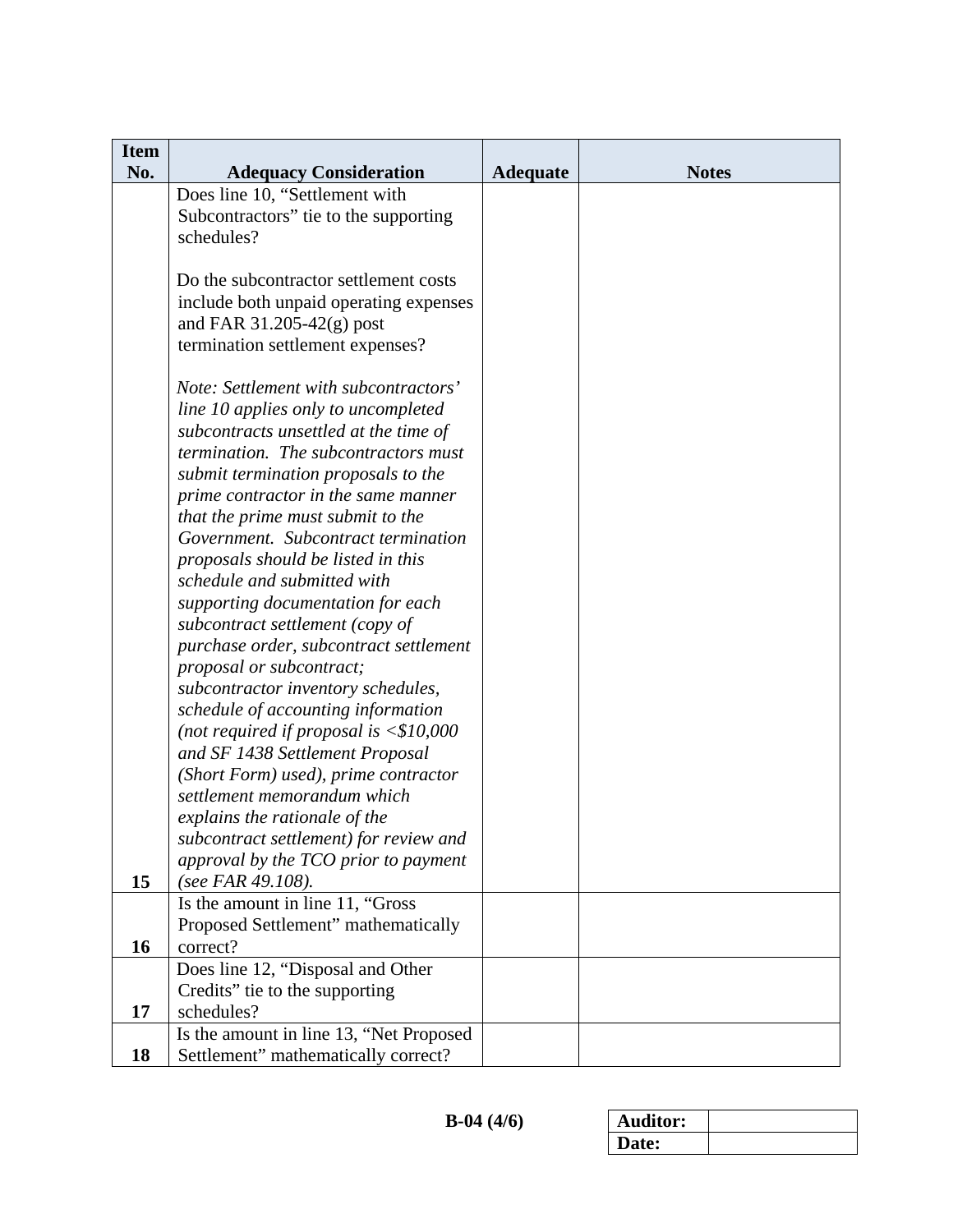| Item No. | Adequacy Consideration | Adequate | Notes |
|---|---|---|---|
| 15 | Does line 10, "Settlement with Subcontractors" tie to the supporting schedules?<br><br>Do the subcontractor settlement costs include both unpaid operating expenses and FAR 31.205-42(g) post termination settlement expenses?<br><br>*Note: Settlement with subcontractors' line 10 applies only to uncompleted subcontracts unsettled at the time of termination. The subcontractors must submit termination proposals to the prime contractor in the same manner that the prime must submit to the Government. Subcontract termination proposals should be listed in this schedule and submitted with supporting documentation for each subcontract settlement (copy of purchase order, subcontract settlement proposal or subcontract; subcontractor inventory schedules, schedule of accounting information (not required if proposal is <$10,000 and SF 1438 Settlement Proposal (Short Form) used), prime contractor settlement memorandum which explains the rationale of the subcontract settlement) for review and approval by the TCO prior to payment (see FAR 49.108).* | | |
| 16 | Is the amount in line 11, "Gross Proposed Settlement" mathematically correct? | | |
| 17 | Does line 12, "Disposal and Other Credits" tie to the supporting schedules? | | |
| 18 | Is the amount in line 13, "Net Proposed Settlement" mathematically correct? | | |

B-04 (4/6)

| Auditor: | |
|---|---|
| Date: | |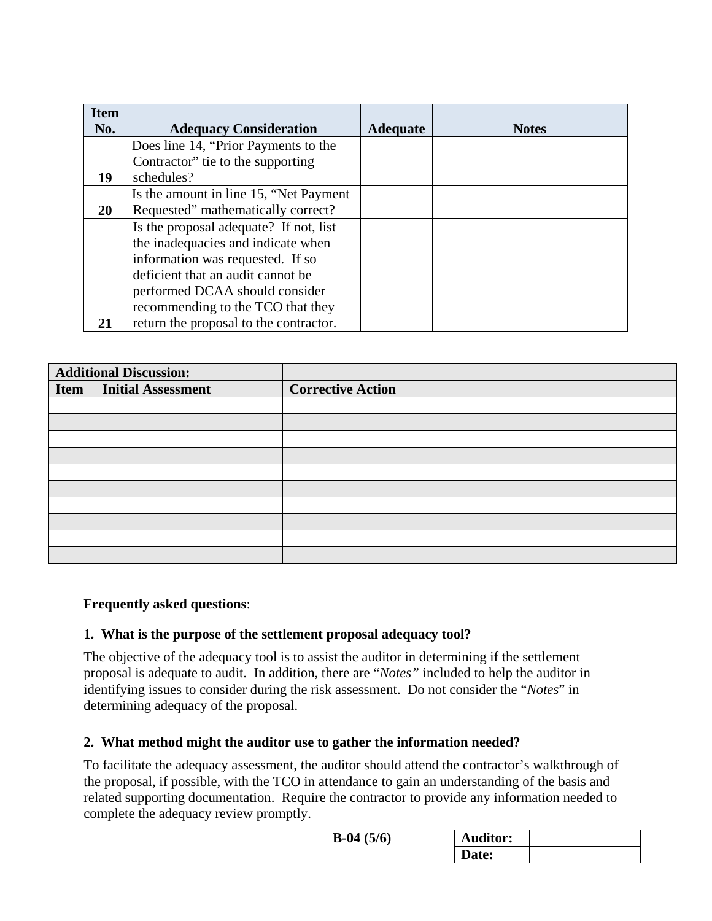| Item No. | Adequacy Consideration | Adequate | Notes |
|---|---|---|---|
| 19 | Does line 14, “Prior Payments to the Contractor” tie to the supporting schedules? | | |
| 20 | Is the amount in line 15, “Net Payment Requested” mathematically correct? | | |
| 21 | Is the proposal adequate? If not, list the inadequacies and indicate when information was requested. If so deficient that an audit cannot be performed DCAA should consider recommending to the TCO that they return the proposal to the contractor. | | |

| **Additional Discussion:** | | |
|---|---|---|
| **Item** | **Initial Assessment** | **Corrective Action** |
| | | |
| | | |
| | | |
| | | |
| | | |
| | | |
| | | |
| | | |
| | | |
| | | |

**Frequently asked questions**:

**1. What is the purpose of the settlement proposal adequacy tool?**

The objective of the adequacy tool is to assist the auditor in determining if the settlement proposal is adequate to audit. In addition, there are “*Notes”* included to help the auditor in identifying issues to consider during the risk assessment. Do not consider the “*Notes*” in determining adequacy of the proposal.

**2. What method might the auditor use to gather the information needed?**

To facilitate the adequacy assessment, the auditor should attend the contractor’s walkthrough of the proposal, if possible, with the TCO in attendance to gain an understanding of the basis and related supporting documentation. Require the contractor to provide any information needed to complete the adequacy review promptly.

**B-04 (5/6)**

| **Auditor:** | |
|---|---|
| **Date:** | |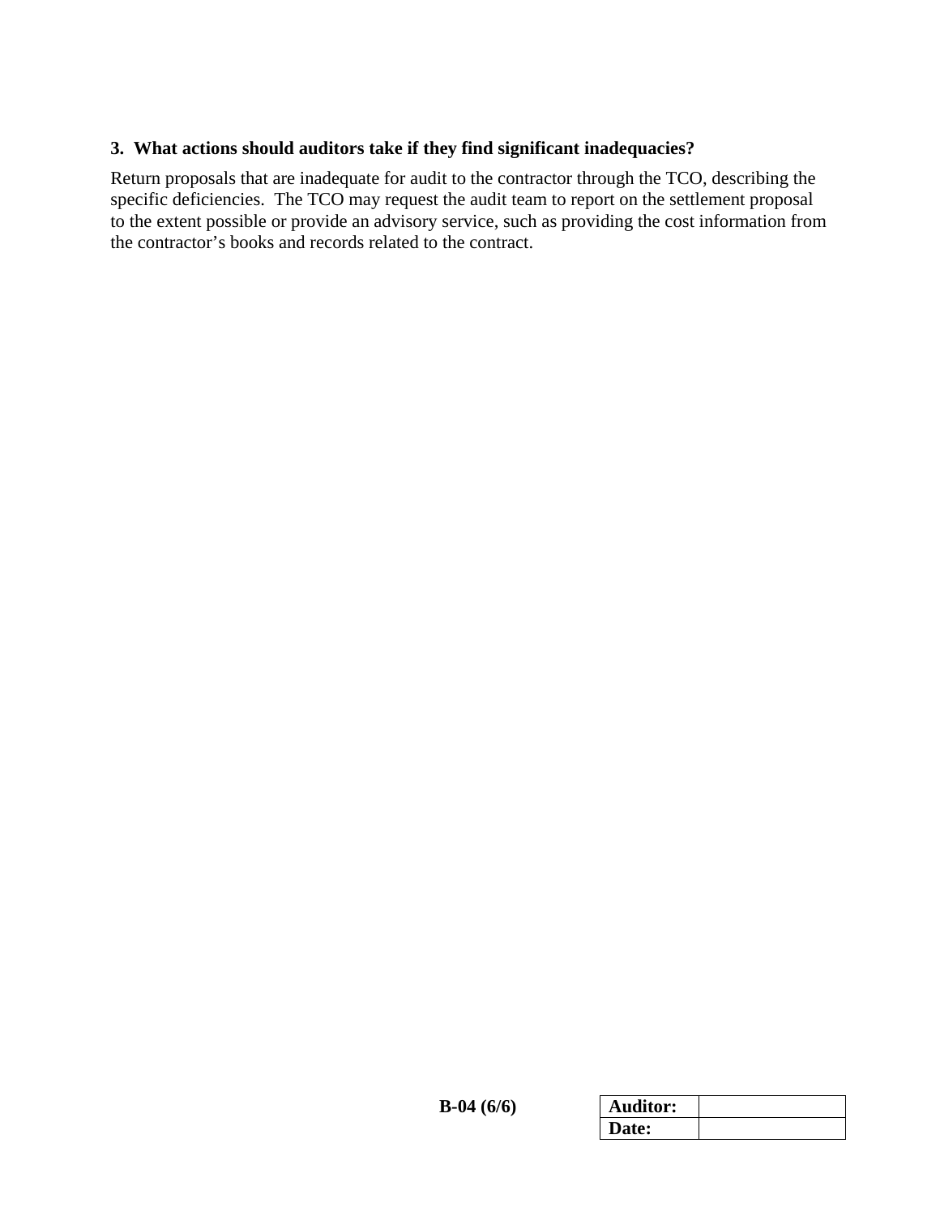**3. What actions should auditors take if they find significant inadequacies?**

Return proposals that are inadequate for audit to the contractor through the TCO, describing the specific deficiencies. The TCO may request the audit team to report on the settlement proposal to the extent possible or provide an advisory service, such as providing the cost information from the contractor's books and records related to the contract.

B-04 (6/6)

| | |
|---|---|
| **Auditor:** | |
| **Date:** | |